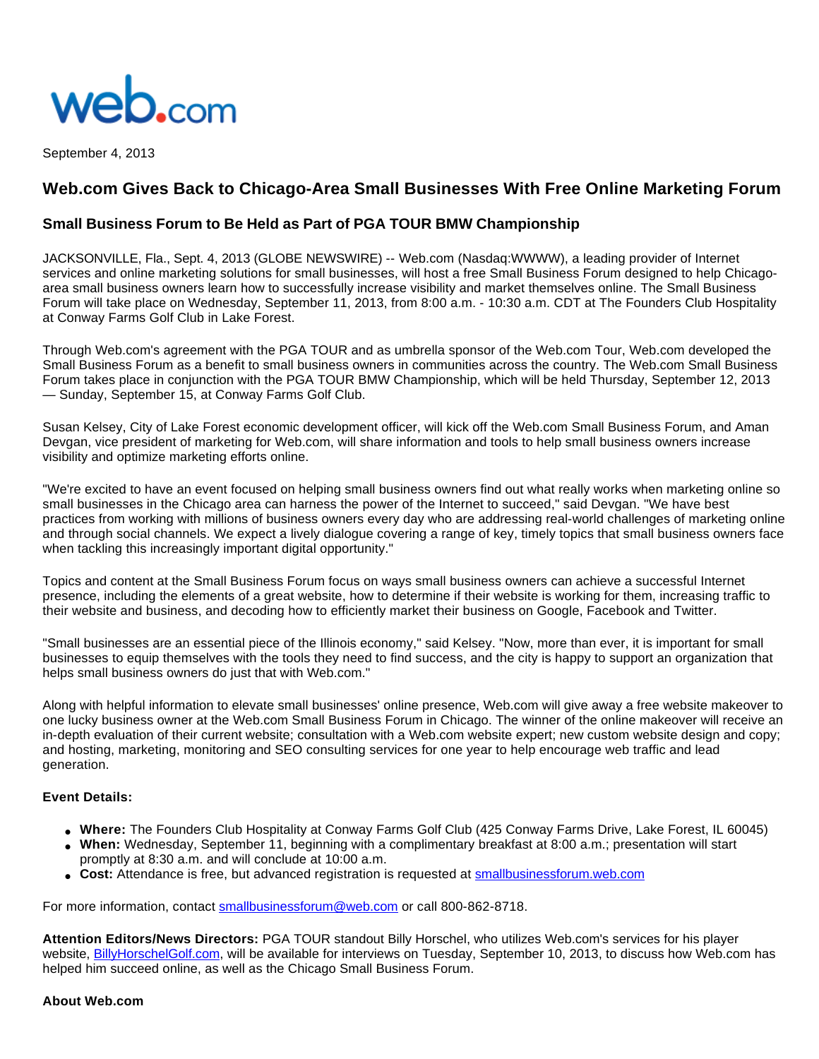web.com

September 4, 2013

# Web.com Gives Back to Chicago-Area Small Businesses With Free Online Marketing Forum

## Small Business Forum to Be Held as Part of PGA TOUR BMW Championship

JACKSONVILLE, Fla., Sept. 4, 2013 (GLOBE NEWSWIRE) -- Web.com (Nasdaq:WWWW), a leading provider of Internet services and online marketing solutions for small businesses, will host a free Small Business Forum designed to help Chicago-area small business owners learn how to successfully increase visibility and market themselves online. The Small Business Forum will take place on Wednesday, September 11, 2013, from 8:00 a.m. - 10:30 a.m. CDT at The Founders Club Hospitality at Conway Farms Golf Club in Lake Forest.

Through Web.com's agreement with the PGA TOUR and as umbrella sponsor of the Web.com Tour, Web.com developed the Small Business Forum as a benefit to small business owners in communities across the country. The Web.com Small Business Forum takes place in conjunction with the PGA TOUR BMW Championship, which will be held Thursday, September 12, 2013 — Sunday, September 15, at Conway Farms Golf Club.

Susan Kelsey, City of Lake Forest economic development officer, will kick off the Web.com Small Business Forum, and Aman Devgan, vice president of marketing for Web.com, will share information and tools to help small business owners increase visibility and optimize marketing efforts online.

"We're excited to have an event focused on helping small business owners find out what really works when marketing online so small businesses in the Chicago area can harness the power of the Internet to succeed," said Devgan. "We have best practices from working with millions of business owners every day who are addressing real-world challenges of marketing online and through social channels. We expect a lively dialogue covering a range of key, timely topics that small business owners face when tackling this increasingly important digital opportunity."

Topics and content at the Small Business Forum focus on ways small business owners can achieve a successful Internet presence, including the elements of a great website, how to determine if their website is working for them, increasing traffic to their website and business, and decoding how to efficiently market their business on Google, Facebook and Twitter.

"Small businesses are an essential piece of the Illinois economy," said Kelsey. "Now, more than ever, it is important for small businesses to equip themselves with the tools they need to find success, and the city is happy to support an organization that helps small business owners do just that with Web.com."

Along with helpful information to elevate small businesses' online presence, Web.com will give away a free website makeover to one lucky business owner at the Web.com Small Business Forum in Chicago. The winner of the online makeover will receive an in-depth evaluation of their current website; consultation with a Web.com website expert; new custom website design and copy; and hosting, marketing, monitoring and SEO consulting services for one year to help encourage web traffic and lead generation.

**Event Details:**

- **Where:** The Founders Club Hospitality at Conway Farms Golf Club (425 Conway Farms Drive, Lake Forest, IL 60045)
- **When:** Wednesday, September 11, beginning with a complimentary breakfast at 8:00 a.m.; presentation will start promptly at 8:30 a.m. and will conclude at 10:00 a.m.
- **Cost:** Attendance is free, but advanced registration is requested at smallbusinessforum.web.com

For more information, contact smallbusinessforum@web.com or call 800-862-8718.

**Attention Editors/News Directors:** PGA TOUR standout Billy Horschel, who utilizes Web.com's services for his player website, BillyHorschelGolf.com, will be available for interviews on Tuesday, September 10, 2013, to discuss how Web.com has helped him succeed online, as well as the Chicago Small Business Forum.

**About Web.com**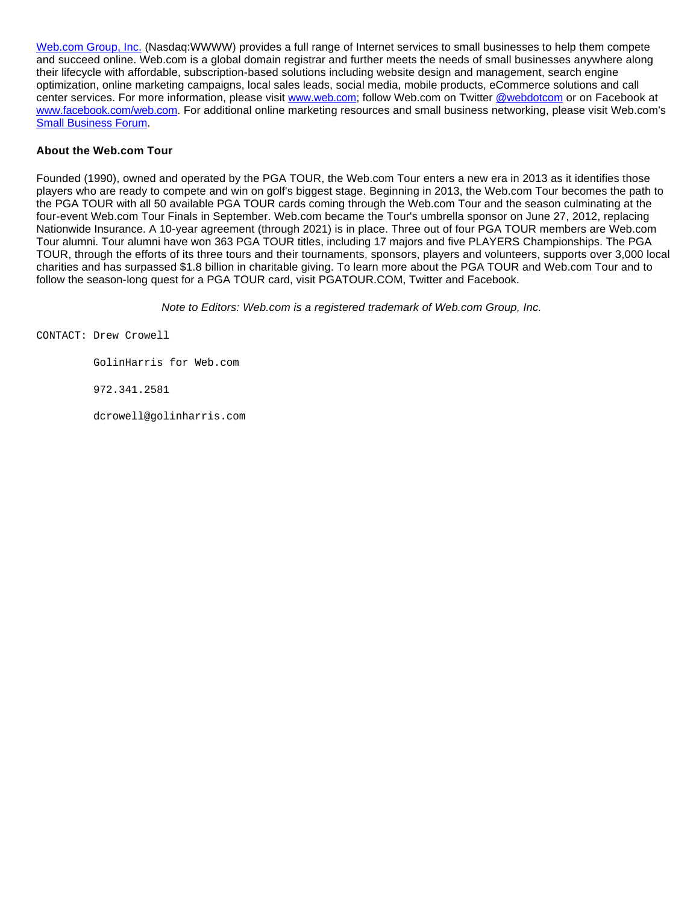[Web.com Group, Inc.](http://www.web.com) (Nasdaq:WWWW) provides a full range of Internet services to small businesses to help them compete and succeed online. Web.com is a global domain registrar and further meets the needs of small businesses anywhere along their lifecycle with affordable, subscription-based solutions including website design and management, search engine optimization, online marketing campaigns, local sales leads, social media, mobile products, eCommerce solutions and call center services. For more information, please visit www.web.com; follow Web.com on Twitter @webdotcom or on Facebook at www.facebook.com/web.com. For additional online marketing resources and small business networking, please visit Web.com's Small Business Forum.

**About the Web.com Tour**

Founded (1990), owned and operated by the PGA TOUR, the Web.com Tour enters a new era in 2013 as it identifies those players who are ready to compete and win on golf's biggest stage. Beginning in 2013, the Web.com Tour becomes the path to the PGA TOUR with all 50 available PGA TOUR cards coming through the Web.com Tour and the season culminating at the four-event Web.com Tour Finals in September. Web.com became the Tour's umbrella sponsor on June 27, 2012, replacing Nationwide Insurance. A 10-year agreement (through 2021) is in place. Three out of four PGA TOUR members are Web.com Tour alumni. Tour alumni have won 363 PGA TOUR titles, including 17 majors and five PLAYERS Championships. The PGA TOUR, through the efforts of its three tours and their tournaments, sponsors, players and volunteers, supports over 3,000 local charities and has surpassed $1.8 billion in charitable giving. To learn more about the PGA TOUR and Web.com Tour and to follow the season-long quest for a PGA TOUR card, visit PGATOUR.COM, Twitter and Facebook.

*Note to Editors: Web.com is a registered trademark of Web.com Group, Inc.*

```
CONTACT: Drew Crowell

         GolinHarris for Web.com

         972.341.2581

         dcrowell@golinharris.com
```